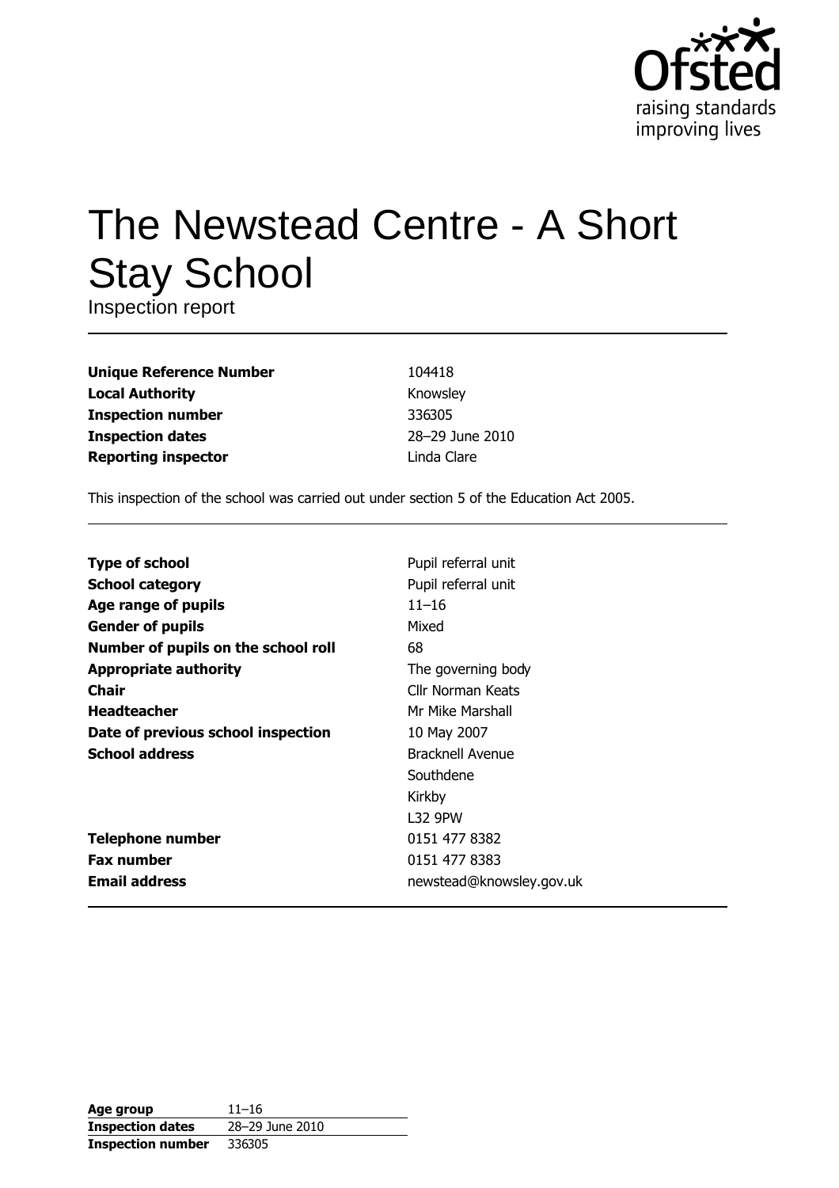Ofsted
raising standards
improving lives

# The Newstead Centre - A Short Stay School

Inspection report

| | |
|---|---|
| **Unique Reference Number** | 104418 |
| **Local Authority** | Knowsley |
| **Inspection number** | 336305 |
| **Inspection dates** | 28–29 June 2010 |
| **Reporting inspector** | Linda Clare |

This inspection of the school was carried out under section 5 of the Education Act 2005.

| | |
|---|---|
| **Type of school** | Pupil referral unit |
| **School category** | Pupil referral unit |
| **Age range of pupils** | 11–16 |
| **Gender of pupils** | Mixed |
| **Number of pupils on the school roll** | 68 |
| **Appropriate authority** | The governing body |
| **Chair** | Cllr Norman Keats |
| **Headteacher** | Mr Mike Marshall |
| **Date of previous school inspection** | 10 May 2007 |
| **School address** | Bracknell Avenue<br>Southdene<br>Kirkby<br>L32 9PW |
| **Telephone number** | 0151 477 8382 |
| **Fax number** | 0151 477 8383 |
| **Email address** | newstead@knowsley.gov.uk |

| | |
|---|---|
| **Age group** | 11–16 |
| **Inspection dates** | 28–29 June 2010 |
| **Inspection number** | 336305 |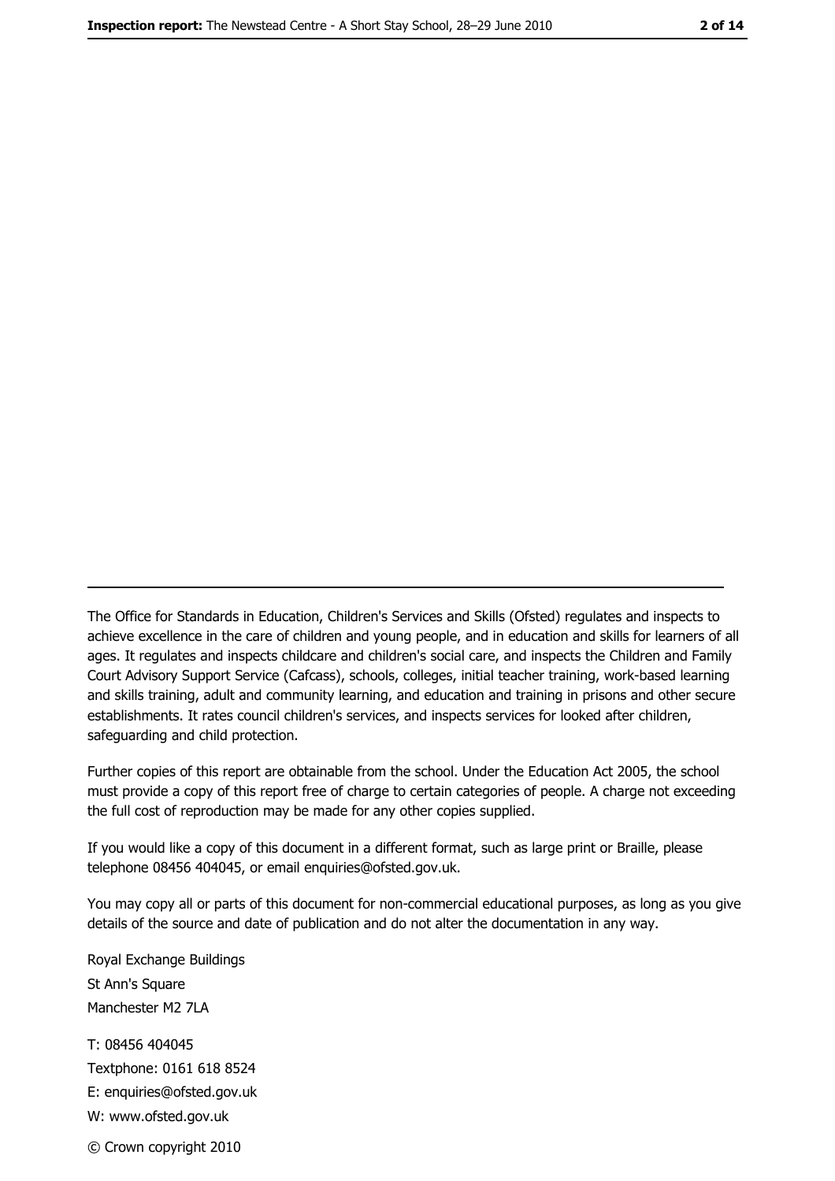---

The Office for Standards in Education, Children's Services and Skills (Ofsted) regulates and inspects to achieve excellence in the care of children and young people, and in education and skills for learners of all ages. It regulates and inspects childcare and children's social care, and inspects the Children and Family Court Advisory Support Service (Cafcass), schools, colleges, initial teacher training, work-based learning and skills training, adult and community learning, and education and training in prisons and other secure establishments. It rates council children's services, and inspects services for looked after children, safeguarding and child protection.

Further copies of this report are obtainable from the school. Under the Education Act 2005, the school must provide a copy of this report free of charge to certain categories of people. A charge not exceeding the full cost of reproduction may be made for any other copies supplied.

If you would like a copy of this document in a different format, such as large print or Braille, please telephone 08456 404045, or email enquiries@ofsted.gov.uk.

You may copy all or parts of this document for non-commercial educational purposes, as long as you give details of the source and date of publication and do not alter the documentation in any way.

Royal Exchange Buildings
St Ann's Square
Manchester M2 7LA

T: 08456 404045
Textphone: 0161 618 8524
E: enquiries@ofsted.gov.uk
W: www.ofsted.gov.uk

© Crown copyright 2010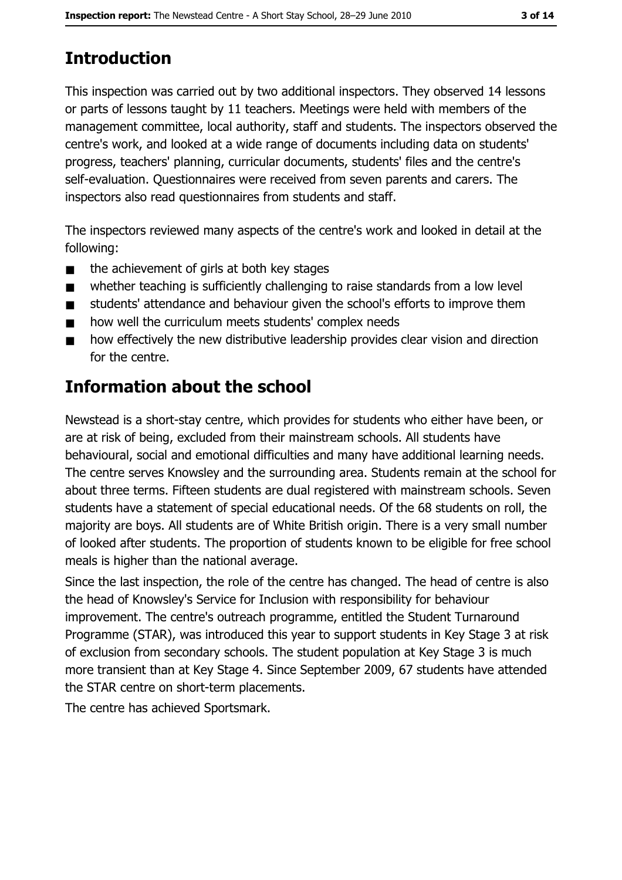## Introduction

This inspection was carried out by two additional inspectors. They observed 14 lessons or parts of lessons taught by 11 teachers. Meetings were held with members of the management committee, local authority, staff and students. The inspectors observed the centre's work, and looked at a wide range of documents including data on students' progress, teachers' planning, curricular documents, students' files and the centre's self-evaluation. Questionnaires were received from seven parents and carers. The inspectors also read questionnaires from students and staff.

The inspectors reviewed many aspects of the centre's work and looked in detail at the following:

- the achievement of girls at both key stages
- whether teaching is sufficiently challenging to raise standards from a low level
- students' attendance and behaviour given the school's efforts to improve them
- how well the curriculum meets students' complex needs
- how effectively the new distributive leadership provides clear vision and direction for the centre.

## Information about the school

Newstead is a short-stay centre, which provides for students who either have been, or are at risk of being, excluded from their mainstream schools. All students have behavioural, social and emotional difficulties and many have additional learning needs. The centre serves Knowsley and the surrounding area. Students remain at the school for about three terms. Fifteen students are dual registered with mainstream schools. Seven students have a statement of special educational needs. Of the 68 students on roll, the majority are boys. All students are of White British origin. There is a very small number of looked after students. The proportion of students known to be eligible for free school meals is higher than the national average.

Since the last inspection, the role of the centre has changed. The head of centre is also the head of Knowsley's Service for Inclusion with responsibility for behaviour improvement. The centre's outreach programme, entitled the Student Turnaround Programme (STAR), was introduced this year to support students in Key Stage 3 at risk of exclusion from secondary schools. The student population at Key Stage 3 is much more transient than at Key Stage 4. Since September 2009, 67 students have attended the STAR centre on short-term placements.

The centre has achieved Sportsmark.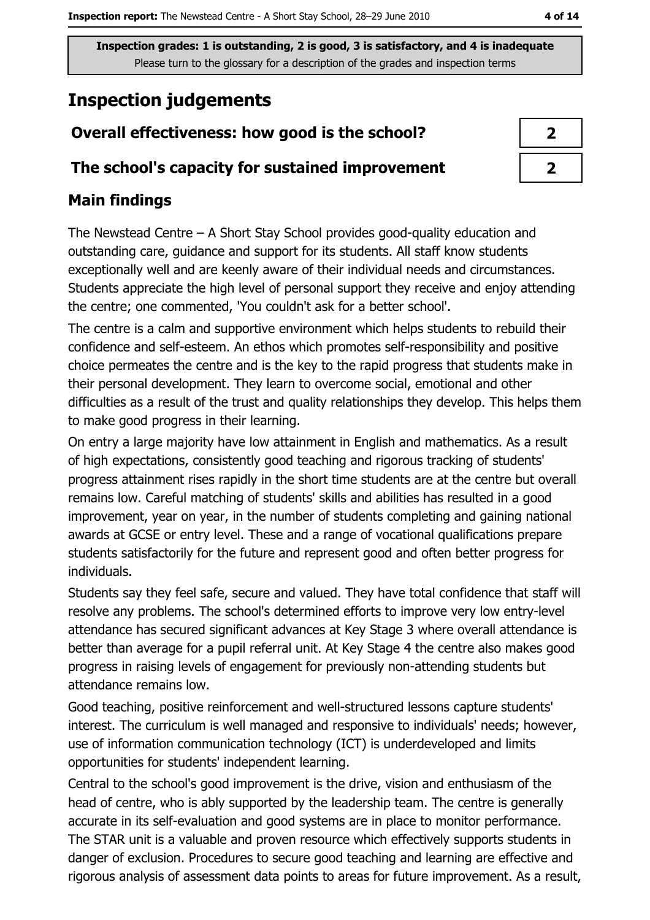Inspection grades: 1 is outstanding, 2 is good, 3 is satisfactory, and 4 is inadequate
Please turn to the glossary for a description of the grades and inspection terms

## Inspection judgements

| Overall effectiveness: how good is the school? | 2 |
|---|---|
| The school's capacity for sustained improvement | 2 |

### Main findings

The Newstead Centre – A Short Stay School provides good-quality education and outstanding care, guidance and support for its students. All staff know students exceptionally well and are keenly aware of their individual needs and circumstances. Students appreciate the high level of personal support they receive and enjoy attending the centre; one commented, 'You couldn't ask for a better school'.

The centre is a calm and supportive environment which helps students to rebuild their confidence and self-esteem. An ethos which promotes self-responsibility and positive choice permeates the centre and is the key to the rapid progress that students make in their personal development. They learn to overcome social, emotional and other difficulties as a result of the trust and quality relationships they develop. This helps them to make good progress in their learning.

On entry a large majority have low attainment in English and mathematics. As a result of high expectations, consistently good teaching and rigorous tracking of students' progress attainment rises rapidly in the short time students are at the centre but overall remains low. Careful matching of students' skills and abilities has resulted in a good improvement, year on year, in the number of students completing and gaining national awards at GCSE or entry level. These and a range of vocational qualifications prepare students satisfactorily for the future and represent good and often better progress for individuals.

Students say they feel safe, secure and valued. They have total confidence that staff will resolve any problems. The school's determined efforts to improve very low entry-level attendance has secured significant advances at Key Stage 3 where overall attendance is better than average for a pupil referral unit. At Key Stage 4 the centre also makes good progress in raising levels of engagement for previously non-attending students but attendance remains low.

Good teaching, positive reinforcement and well-structured lessons capture students' interest. The curriculum is well managed and responsive to individuals' needs; however, use of information communication technology (ICT) is underdeveloped and limits opportunities for students' independent learning.

Central to the school's good improvement is the drive, vision and enthusiasm of the head of centre, who is ably supported by the leadership team. The centre is generally accurate in its self-evaluation and good systems are in place to monitor performance. The STAR unit is a valuable and proven resource which effectively supports students in danger of exclusion. Procedures to secure good teaching and learning are effective and rigorous analysis of assessment data points to areas for future improvement. As a result,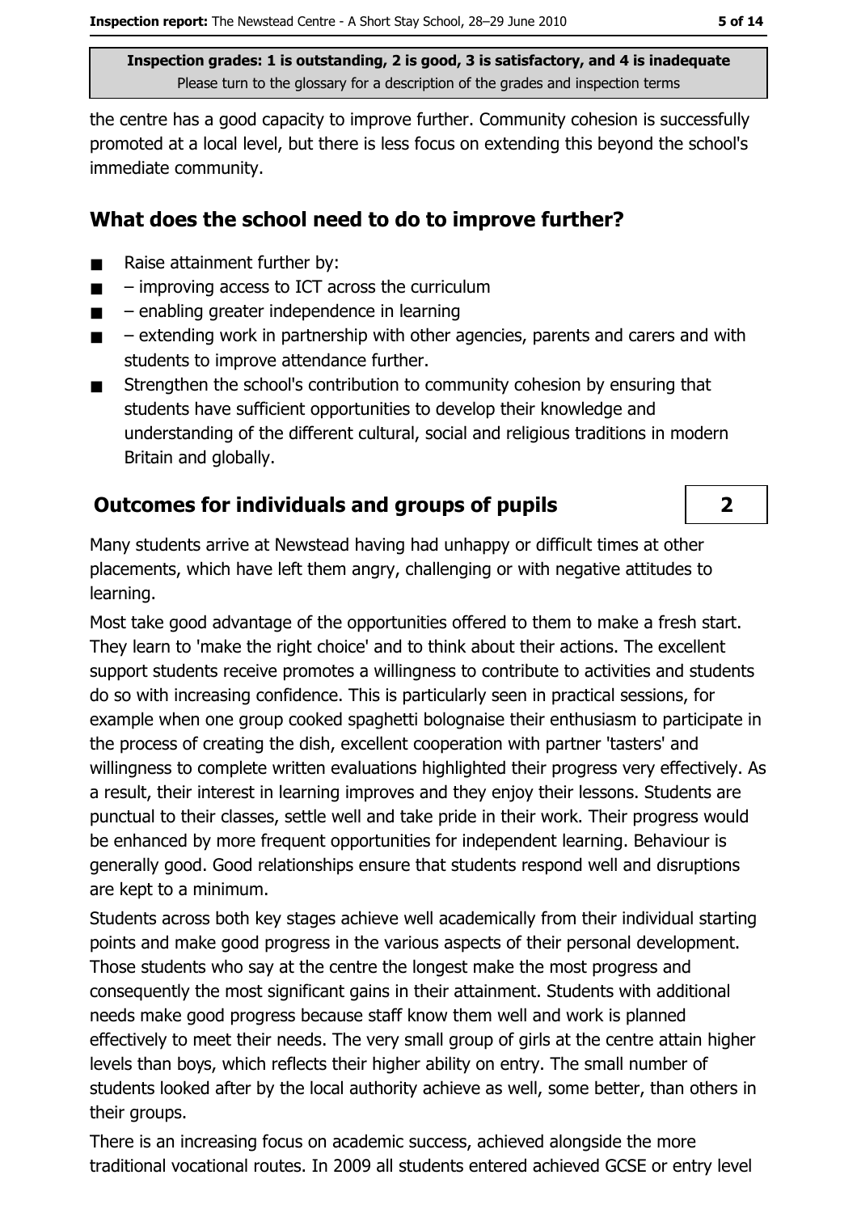the centre has a good capacity to improve further. Community cohesion is successfully promoted at a local level, but there is less focus on extending this beyond the school's immediate community.

## What does the school need to do to improve further?

- Raise attainment further by:
- – improving access to ICT across the curriculum
- – enabling greater independence in learning
- – extending work in partnership with other agencies, parents and carers and with students to improve attendance further.
- Strengthen the school's contribution to community cohesion by ensuring that students have sufficient opportunities to develop their knowledge and understanding of the different cultural, social and religious traditions in modern Britain and globally.

## Outcomes for individuals and groups of pupils

**2**

Many students arrive at Newstead having had unhappy or difficult times at other placements, which have left them angry, challenging or with negative attitudes to learning.

Most take good advantage of the opportunities offered to them to make a fresh start. They learn to 'make the right choice' and to think about their actions. The excellent support students receive promotes a willingness to contribute to activities and students do so with increasing confidence. This is particularly seen in practical sessions, for example when one group cooked spaghetti bolognaise their enthusiasm to participate in the process of creating the dish, excellent cooperation with partner 'tasters' and willingness to complete written evaluations highlighted their progress very effectively. As a result, their interest in learning improves and they enjoy their lessons. Students are punctual to their classes, settle well and take pride in their work. Their progress would be enhanced by more frequent opportunities for independent learning. Behaviour is generally good. Good relationships ensure that students respond well and disruptions are kept to a minimum.

Students across both key stages achieve well academically from their individual starting points and make good progress in the various aspects of their personal development. Those students who say at the centre the longest make the most progress and consequently the most significant gains in their attainment. Students with additional needs make good progress because staff know them well and work is planned effectively to meet their needs. The very small group of girls at the centre attain higher levels than boys, which reflects their higher ability on entry. The small number of students looked after by the local authority achieve as well, some better, than others in their groups.

There is an increasing focus on academic success, achieved alongside the more traditional vocational routes. In 2009 all students entered achieved GCSE or entry level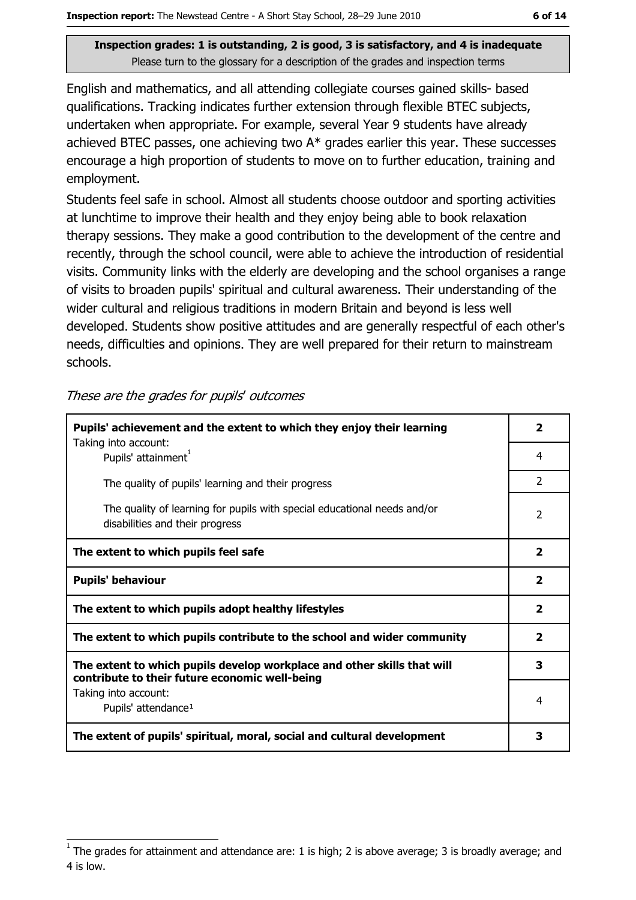**Inspection grades: 1 is outstanding, 2 is good, 3 is satisfactory, and 4 is inadequate**
Please turn to the glossary for a description of the grades and inspection terms

English and mathematics, and all attending collegiate courses gained skills- based qualifications. Tracking indicates further extension through flexible BTEC subjects, undertaken when appropriate. For example, several Year 9 students have already achieved BTEC passes, one achieving two A* grades earlier this year. These successes encourage a high proportion of students to move on to further education, training and employment.

Students feel safe in school. Almost all students choose outdoor and sporting activities at lunchtime to improve their health and they enjoy being able to book relaxation therapy sessions. They make a good contribution to the development of the centre and recently, through the school council, were able to achieve the introduction of residential visits. Community links with the elderly are developing and the school organises a range of visits to broaden pupils' spiritual and cultural awareness. Their understanding of the wider cultural and religious traditions in modern Britain and beyond is less well developed. Students show positive attitudes and are generally respectful of each other's needs, difficulties and opinions. They are well prepared for their return to mainstream schools.

*These are the grades for pupils' outcomes*

| | |
|---|---|
| **Pupils' achievement and the extent to which they enjoy their learning** | **2** |
| Taking into account: Pupils' attainment[1] | 4 |
| The quality of pupils' learning and their progress | 2 |
| The quality of learning for pupils with special educational needs and/or disabilities and their progress | 2 |
| **The extent to which pupils feel safe** | **2** |
| **Pupils' behaviour** | **2** |
| **The extent to which pupils adopt healthy lifestyles** | **2** |
| **The extent to which pupils contribute to the school and wider community** | **2** |
| **The extent to which pupils develop workplace and other skills that will contribute to their future economic well-being** | **3** |
| Taking into account: Pupils' attendance[1] | 4 |
| **The extent of pupils' spiritual, moral, social and cultural development** | **3** |

[1] The grades for attainment and attendance are: 1 is high; 2 is above average; 3 is broadly average; and 4 is low.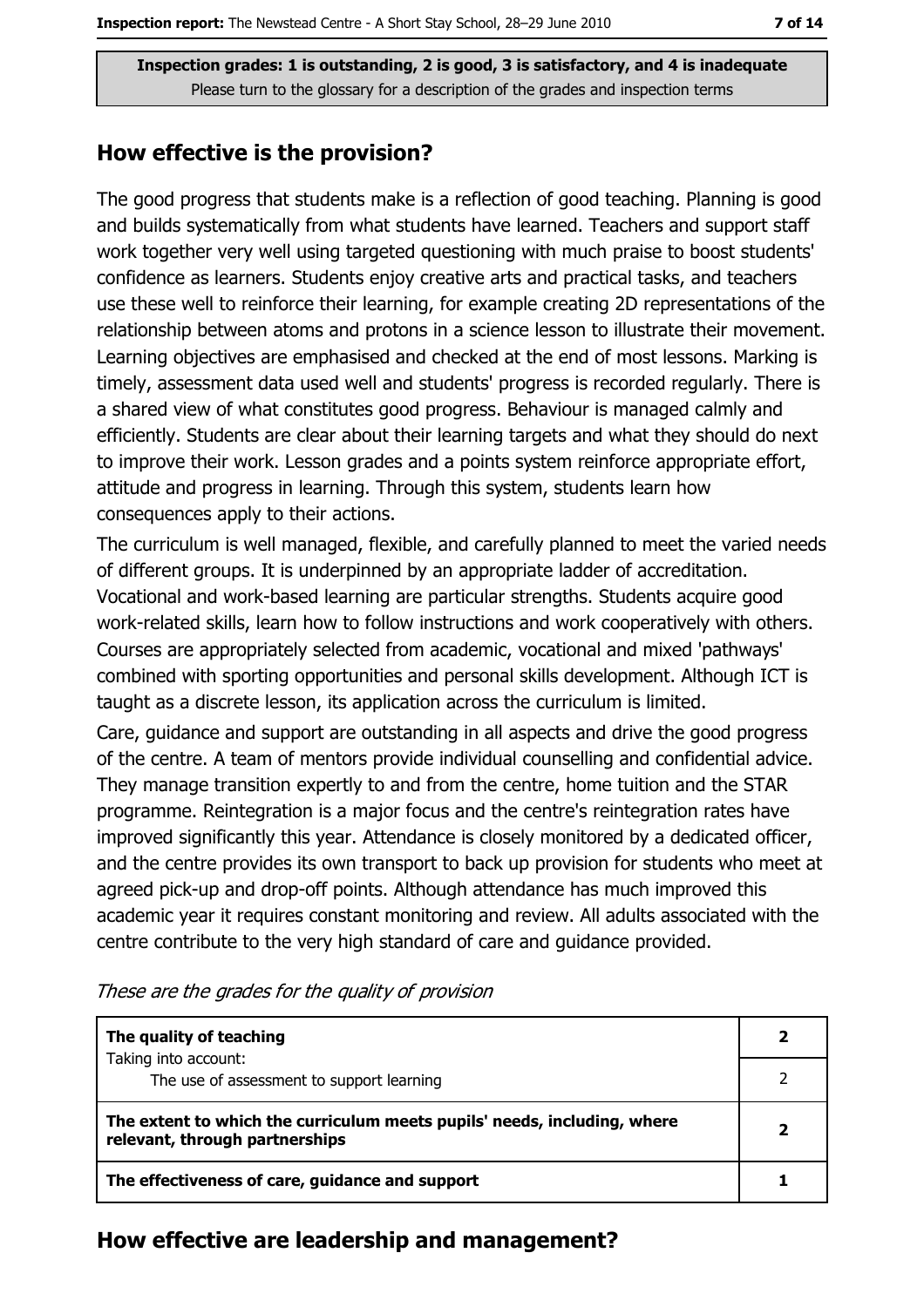Inspection grades: 1 is outstanding, 2 is good, 3 is satisfactory, and 4 is inadequate
Please turn to the glossary for a description of the grades and inspection terms

## How effective is the provision?

The good progress that students make is a reflection of good teaching. Planning is good and builds systematically from what students have learned. Teachers and support staff work together very well using targeted questioning with much praise to boost students' confidence as learners. Students enjoy creative arts and practical tasks, and teachers use these well to reinforce their learning, for example creating 2D representations of the relationship between atoms and protons in a science lesson to illustrate their movement. Learning objectives are emphasised and checked at the end of most lessons. Marking is timely, assessment data used well and students' progress is recorded regularly. There is a shared view of what constitutes good progress. Behaviour is managed calmly and efficiently. Students are clear about their learning targets and what they should do next to improve their work. Lesson grades and a points system reinforce appropriate effort, attitude and progress in learning. Through this system, students learn how consequences apply to their actions.

The curriculum is well managed, flexible, and carefully planned to meet the varied needs of different groups. It is underpinned by an appropriate ladder of accreditation. Vocational and work-based learning are particular strengths. Students acquire good work-related skills, learn how to follow instructions and work cooperatively with others. Courses are appropriately selected from academic, vocational and mixed 'pathways' combined with sporting opportunities and personal skills development. Although ICT is taught as a discrete lesson, its application across the curriculum is limited.

Care, guidance and support are outstanding in all aspects and drive the good progress of the centre. A team of mentors provide individual counselling and confidential advice. They manage transition expertly to and from the centre, home tuition and the STAR programme. Reintegration is a major focus and the centre's reintegration rates have improved significantly this year. Attendance is closely monitored by a dedicated officer, and the centre provides its own transport to back up provision for students who meet at agreed pick-up and drop-off points. Although attendance has much improved this academic year it requires constant monitoring and review. All adults associated with the centre contribute to the very high standard of care and guidance provided.

*These are the grades for the quality of provision*

| | |
|---|---|
| **The quality of teaching**<br>Taking into account: | **2** |
| The use of assessment to support learning | 2 |
| **The extent to which the curriculum meets pupils' needs, including, where relevant, through partnerships** | **2** |
| **The effectiveness of care, guidance and support** | **1** |

## How effective are leadership and management?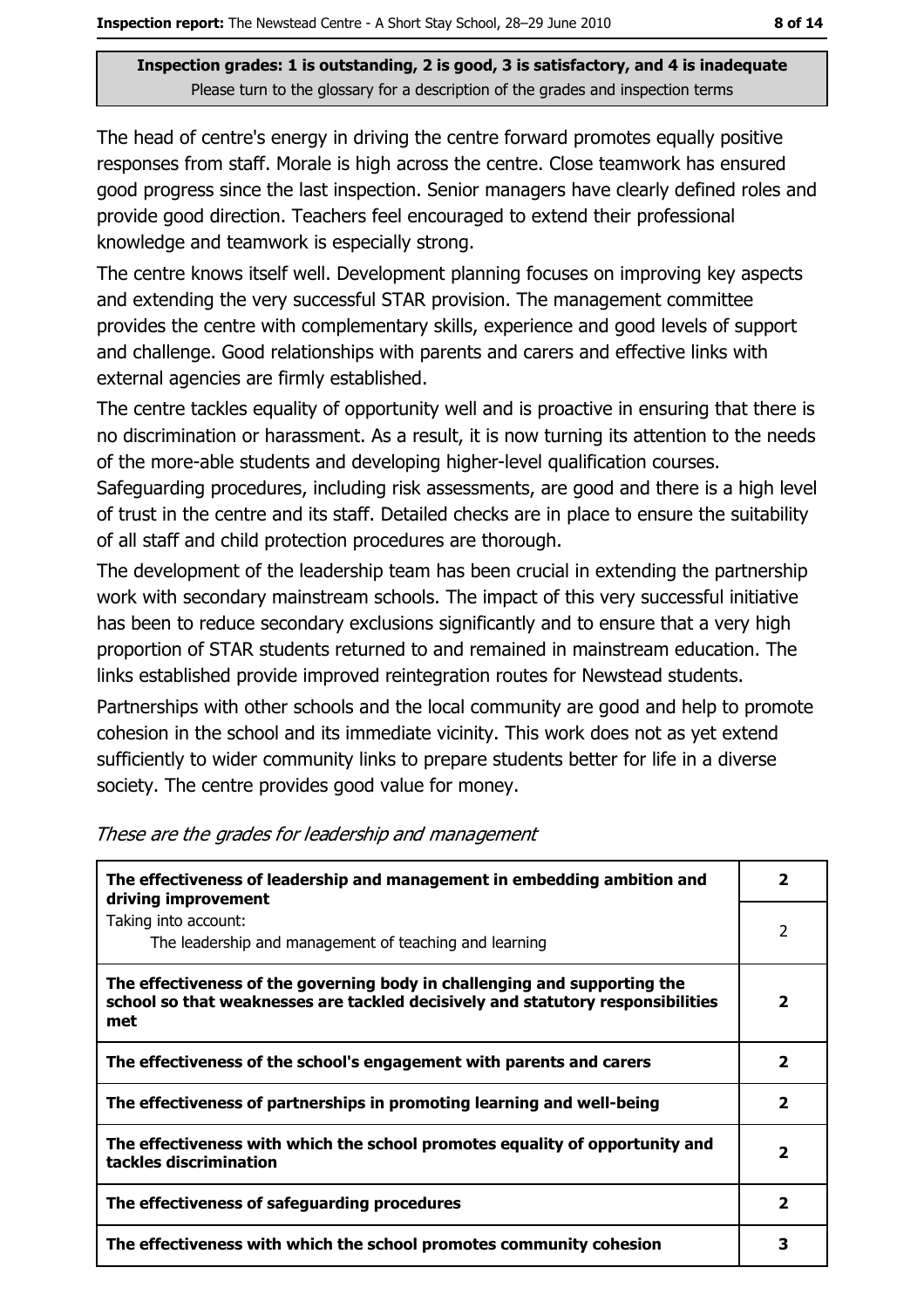**Inspection grades: 1 is outstanding, 2 is good, 3 is satisfactory, and 4 is inadequate**
Please turn to the glossary for a description of the grades and inspection terms

The head of centre's energy in driving the centre forward promotes equally positive responses from staff. Morale is high across the centre. Close teamwork has ensured good progress since the last inspection. Senior managers have clearly defined roles and provide good direction. Teachers feel encouraged to extend their professional knowledge and teamwork is especially strong.

The centre knows itself well. Development planning focuses on improving key aspects and extending the very successful STAR provision. The management committee provides the centre with complementary skills, experience and good levels of support and challenge. Good relationships with parents and carers and effective links with external agencies are firmly established.

The centre tackles equality of opportunity well and is proactive in ensuring that there is no discrimination or harassment. As a result, it is now turning its attention to the needs of the more-able students and developing higher-level qualification courses. Safeguarding procedures, including risk assessments, are good and there is a high level of trust in the centre and its staff. Detailed checks are in place to ensure the suitability of all staff and child protection procedures are thorough.

The development of the leadership team has been crucial in extending the partnership work with secondary mainstream schools. The impact of this very successful initiative has been to reduce secondary exclusions significantly and to ensure that a very high proportion of STAR students returned to and remained in mainstream education. The links established provide improved reintegration routes for Newstead students.

Partnerships with other schools and the local community are good and help to promote cohesion in the school and its immediate vicinity. This work does not as yet extend sufficiently to wider community links to prepare students better for life in a diverse society. The centre provides good value for money.

*These are the grades for leadership and management*

| | |
|---|---|
| **The effectiveness of leadership and management in embedding ambition and driving improvement** | **2** |
| Taking into account: The leadership and management of teaching and learning | 2 |
| **The effectiveness of the governing body in challenging and supporting the school so that weaknesses are tackled decisively and statutory responsibilities met** | **2** |
| **The effectiveness of the school's engagement with parents and carers** | **2** |
| **The effectiveness of partnerships in promoting learning and well-being** | **2** |
| **The effectiveness with which the school promotes equality of opportunity and tackles discrimination** | **2** |
| **The effectiveness of safeguarding procedures** | **2** |
| **The effectiveness with which the school promotes community cohesion** | **3** |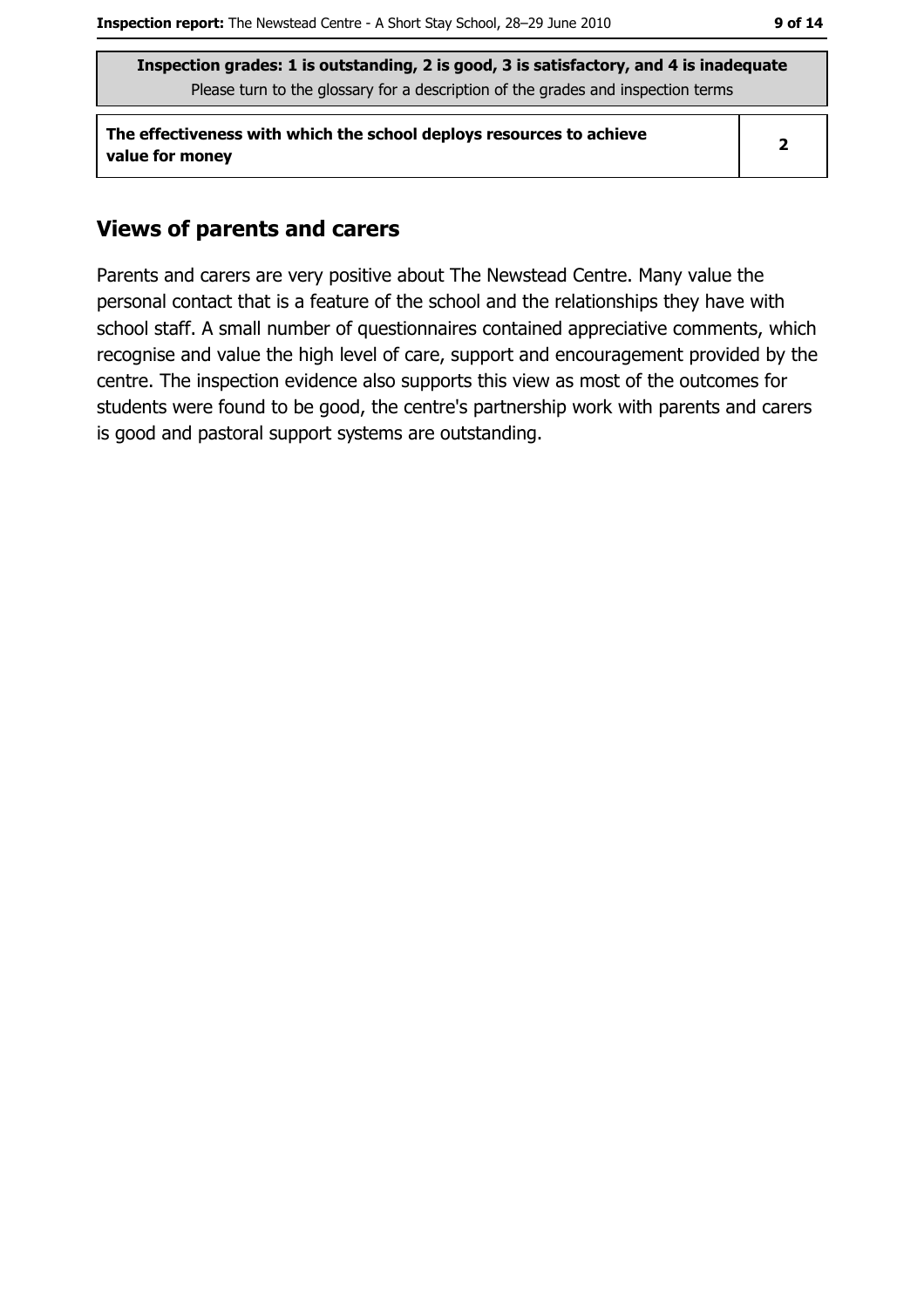| Inspection grades: 1 is outstanding, 2 is good, 3 is satisfactory, and 4 is inadequate<br>Please turn to the glossary for a description of the grades and inspection terms | |
|---|---|
| **The effectiveness with which the school deploys resources to achieve value for money** | **2** |

## Views of parents and carers

Parents and carers are very positive about The Newstead Centre. Many value the personal contact that is a feature of the school and the relationships they have with school staff. A small number of questionnaires contained appreciative comments, which recognise and value the high level of care, support and encouragement provided by the centre. The inspection evidence also supports this view as most of the outcomes for students were found to be good, the centre's partnership work with parents and carers is good and pastoral support systems are outstanding.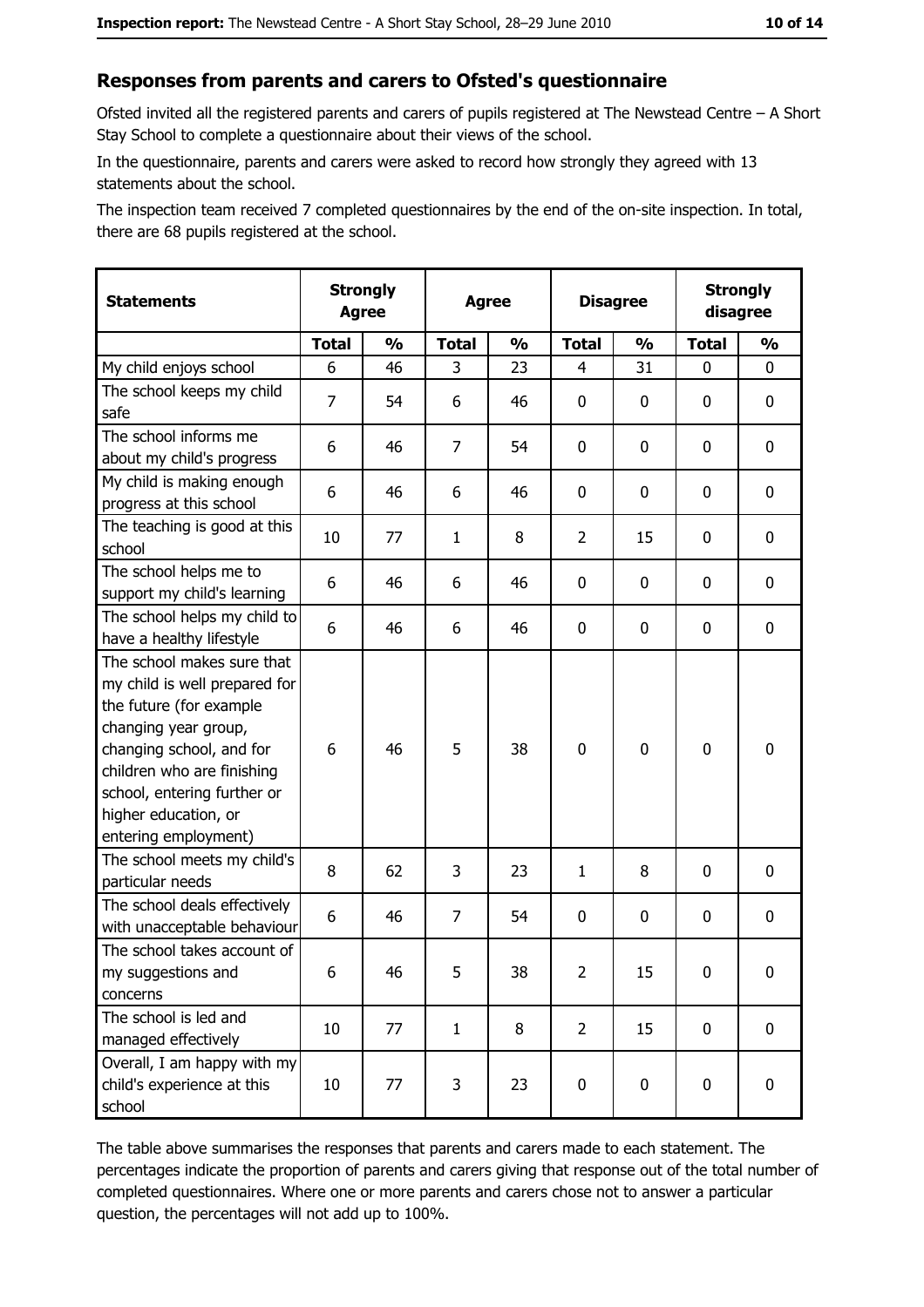## Responses from parents and carers to Ofsted's questionnaire

Ofsted invited all the registered parents and carers of pupils registered at The Newstead Centre – A Short Stay School to complete a questionnaire about their views of the school.

In the questionnaire, parents and carers were asked to record how strongly they agreed with 13 statements about the school.

The inspection team received 7 completed questionnaires by the end of the on-site inspection. In total, there are 68 pupils registered at the school.

| Statements | Strongly Agree | | Agree | | Disagree | | Strongly disagree | |
|---|---|---|---|---|---|---|---|---|
| | Total | % | Total | % | Total | % | Total | % |
| My child enjoys school | 6 | 46 | 3 | 23 | 4 | 31 | 0 | 0 |
| The school keeps my child safe | 7 | 54 | 6 | 46 | 0 | 0 | 0 | 0 |
| The school informs me about my child's progress | 6 | 46 | 7 | 54 | 0 | 0 | 0 | 0 |
| My child is making enough progress at this school | 6 | 46 | 6 | 46 | 0 | 0 | 0 | 0 |
| The teaching is good at this school | 10 | 77 | 1 | 8 | 2 | 15 | 0 | 0 |
| The school helps me to support my child's learning | 6 | 46 | 6 | 46 | 0 | 0 | 0 | 0 |
| The school helps my child to have a healthy lifestyle | 6 | 46 | 6 | 46 | 0 | 0 | 0 | 0 |
| The school makes sure that my child is well prepared for the future (for example changing year group, changing school, and for children who are finishing school, entering further or higher education, or entering employment) | 6 | 46 | 5 | 38 | 0 | 0 | 0 | 0 |
| The school meets my child's particular needs | 8 | 62 | 3 | 23 | 1 | 8 | 0 | 0 |
| The school deals effectively with unacceptable behaviour | 6 | 46 | 7 | 54 | 0 | 0 | 0 | 0 |
| The school takes account of my suggestions and concerns | 6 | 46 | 5 | 38 | 2 | 15 | 0 | 0 |
| The school is led and managed effectively | 10 | 77 | 1 | 8 | 2 | 15 | 0 | 0 |
| Overall, I am happy with my child's experience at this school | 10 | 77 | 3 | 23 | 0 | 0 | 0 | 0 |

The table above summarises the responses that parents and carers made to each statement. The percentages indicate the proportion of parents and carers giving that response out of the total number of completed questionnaires. Where one or more parents and carers chose not to answer a particular question, the percentages will not add up to 100%.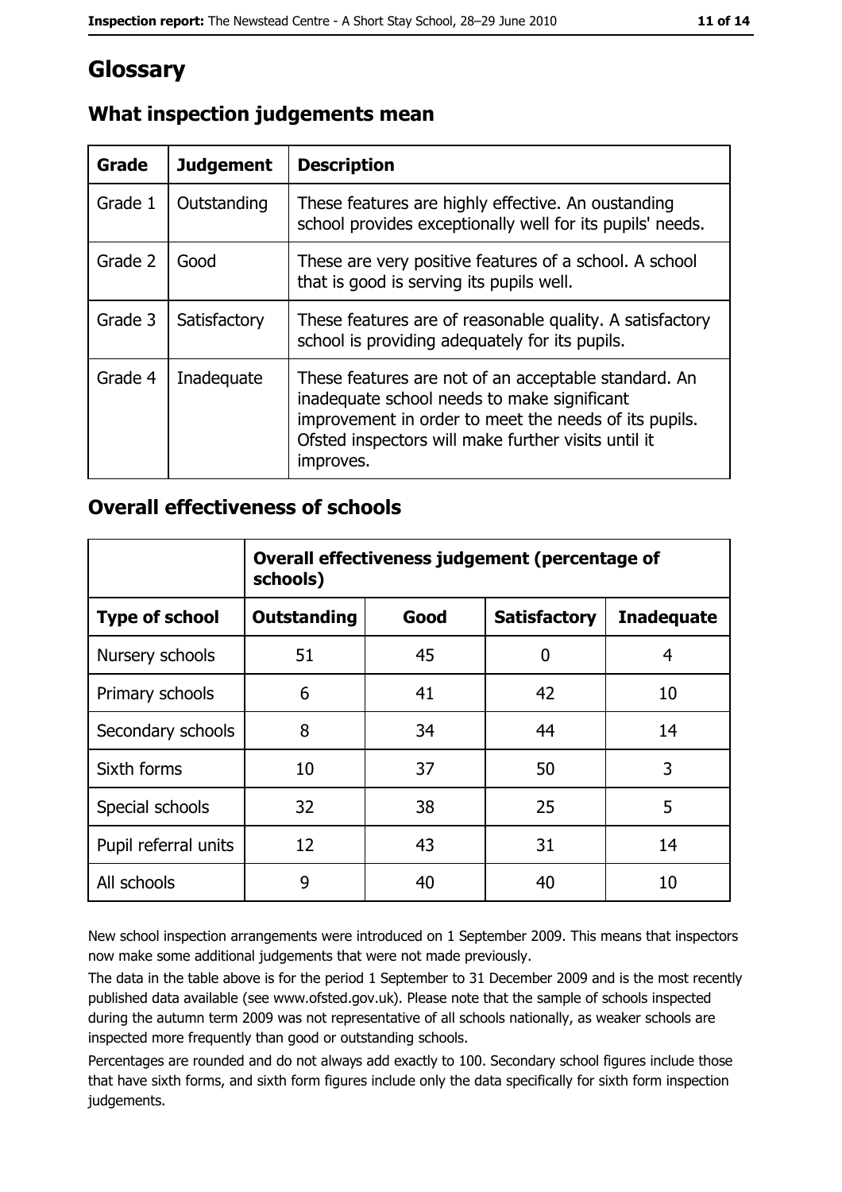# Glossary

## What inspection judgements mean

| Grade | Judgement | Description |
| --- | --- | --- |
| Grade 1 | Outstanding | These features are highly effective. An oustanding school provides exceptionally well for its pupils' needs. |
| Grade 2 | Good | These are very positive features of a school. A school that is good is serving its pupils well. |
| Grade 3 | Satisfactory | These features are of reasonable quality. A satisfactory school is providing adequately for its pupils. |
| Grade 4 | Inadequate | These features are not of an acceptable standard. An inadequate school needs to make significant improvement in order to meet the needs of its pupils. Ofsted inspectors will make further visits until it improves. |

## Overall effectiveness of schools

| | Overall effectiveness judgement (percentage of schools) | | | |
| --- | --- | --- | --- | --- |
| **Type of school** | **Outstanding** | **Good** | **Satisfactory** | **Inadequate** |
| Nursery schools | 51 | 45 | 0 | 4 |
| Primary schools | 6 | 41 | 42 | 10 |
| Secondary schools | 8 | 34 | 44 | 14 |
| Sixth forms | 10 | 37 | 50 | 3 |
| Special schools | 32 | 38 | 25 | 5 |
| Pupil referral units | 12 | 43 | 31 | 14 |
| All schools | 9 | 40 | 40 | 10 |

New school inspection arrangements were introduced on 1 September 2009. This means that inspectors now make some additional judgements that were not made previously.

The data in the table above is for the period 1 September to 31 December 2009 and is the most recently published data available (see www.ofsted.gov.uk). Please note that the sample of schools inspected during the autumn term 2009 was not representative of all schools nationally, as weaker schools are inspected more frequently than good or outstanding schools.

Percentages are rounded and do not always add exactly to 100. Secondary school figures include those that have sixth forms, and sixth form figures include only the data specifically for sixth form inspection judgements.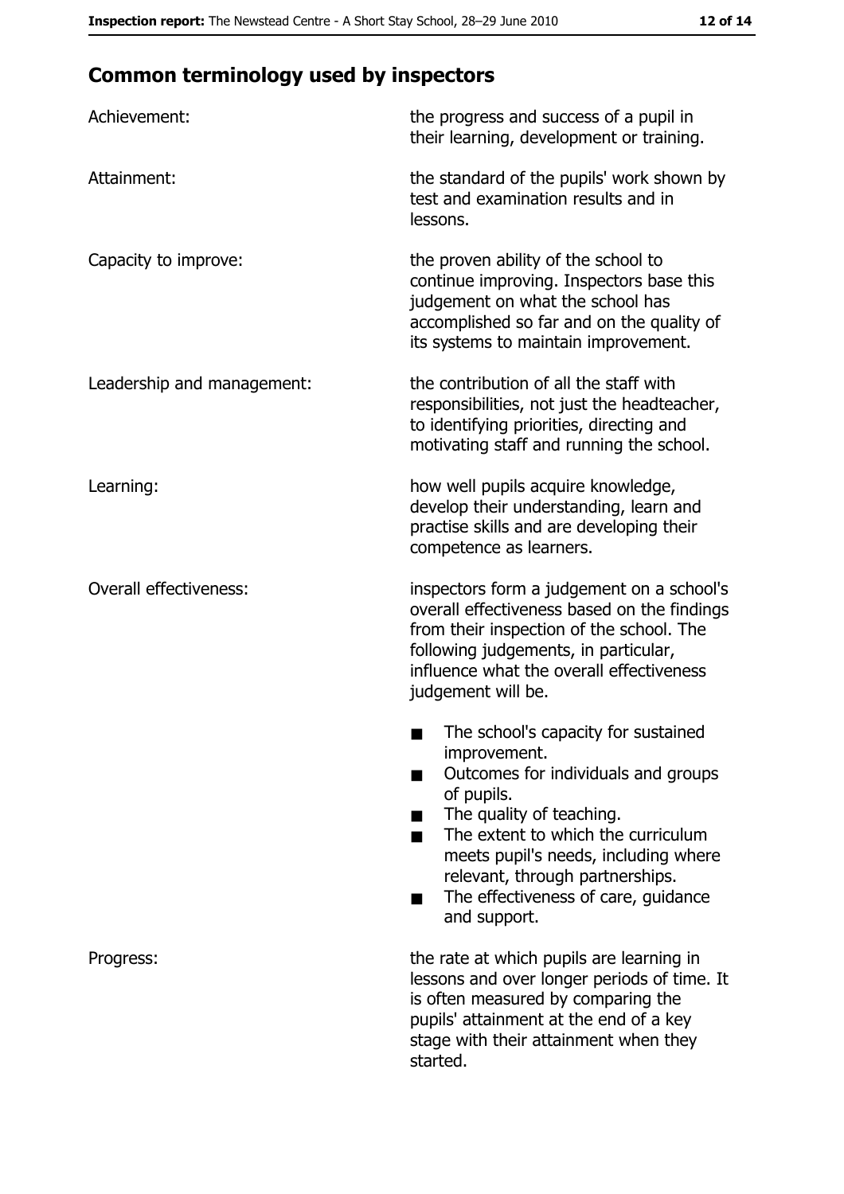## Common terminology used by inspectors

| | |
|---|---|
| Achievement: | the progress and success of a pupil in their learning, development or training. |
| Attainment: | the standard of the pupils' work shown by test and examination results and in lessons. |
| Capacity to improve: | the proven ability of the school to continue improving. Inspectors base this judgement on what the school has accomplished so far and on the quality of its systems to maintain improvement. |
| Leadership and management: | the contribution of all the staff with responsibilities, not just the headteacher, to identifying priorities, directing and motivating staff and running the school. |
| Learning: | how well pupils acquire knowledge, develop their understanding, learn and practise skills and are developing their competence as learners. |
| Overall effectiveness: | inspectors form a judgement on a school's overall effectiveness based on the findings from their inspection of the school. The following judgements, in particular, influence what the overall effectiveness judgement will be. <br> ■ The school's capacity for sustained improvement. <br> ■ Outcomes for individuals and groups of pupils. <br> ■ The quality of teaching. <br> ■ The extent to which the curriculum meets pupil's needs, including where relevant, through partnerships. <br> ■ The effectiveness of care, guidance and support. |
| Progress: | the rate at which pupils are learning in lessons and over longer periods of time. It is often measured by comparing the pupils' attainment at the end of a key stage with their attainment when they started. |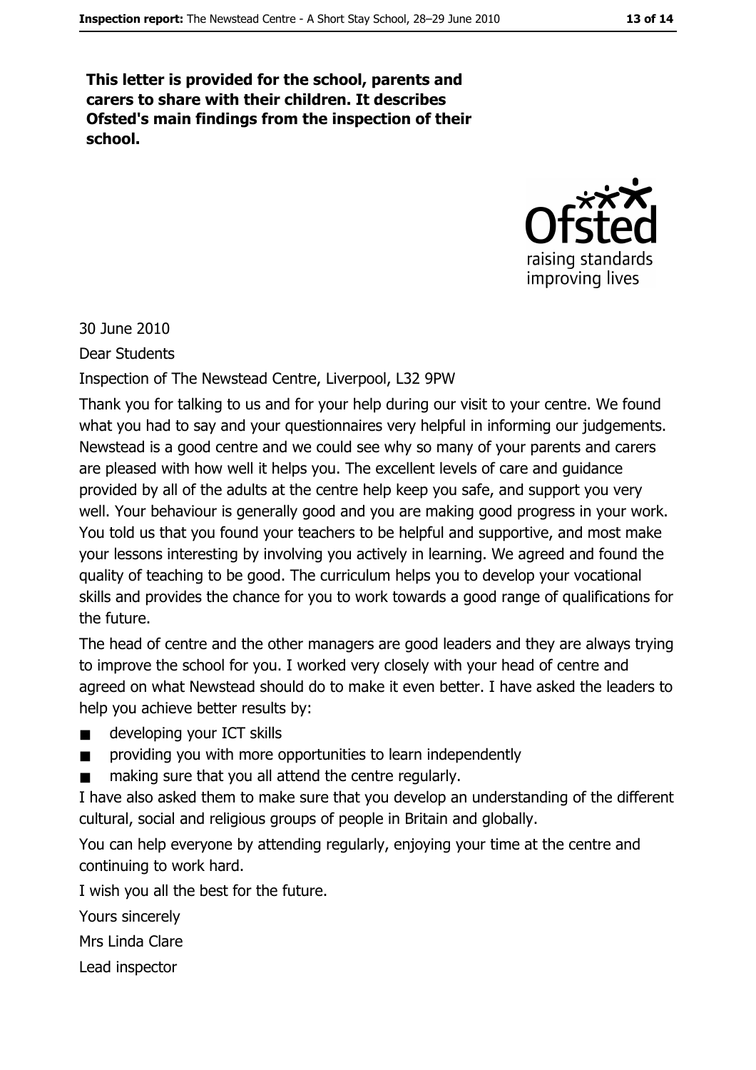**This letter is provided for the school, parents and carers to share with their children. It describes Ofsted's main findings from the inspection of their school.**

30 June 2010

Dear Students

Inspection of The Newstead Centre, Liverpool, L32 9PW

Thank you for talking to us and for your help during our visit to your centre. We found what you had to say and your questionnaires very helpful in informing our judgements. Newstead is a good centre and we could see why so many of your parents and carers are pleased with how well it helps you. The excellent levels of care and guidance provided by all of the adults at the centre help keep you safe, and support you very well. Your behaviour is generally good and you are making good progress in your work. You told us that you found your teachers to be helpful and supportive, and most make your lessons interesting by involving you actively in learning. We agreed and found the quality of teaching to be good. The curriculum helps you to develop your vocational skills and provides the chance for you to work towards a good range of qualifications for the future.

The head of centre and the other managers are good leaders and they are always trying to improve the school for you. I worked very closely with your head of centre and agreed on what Newstead should do to make it even better. I have asked the leaders to help you achieve better results by:

- developing your ICT skills
- providing you with more opportunities to learn independently
- making sure that you all attend the centre regularly.

I have also asked them to make sure that you develop an understanding of the different cultural, social and religious groups of people in Britain and globally.

You can help everyone by attending regularly, enjoying your time at the centre and continuing to work hard.

I wish you all the best for the future.

Yours sincerely

Mrs Linda Clare

Lead inspector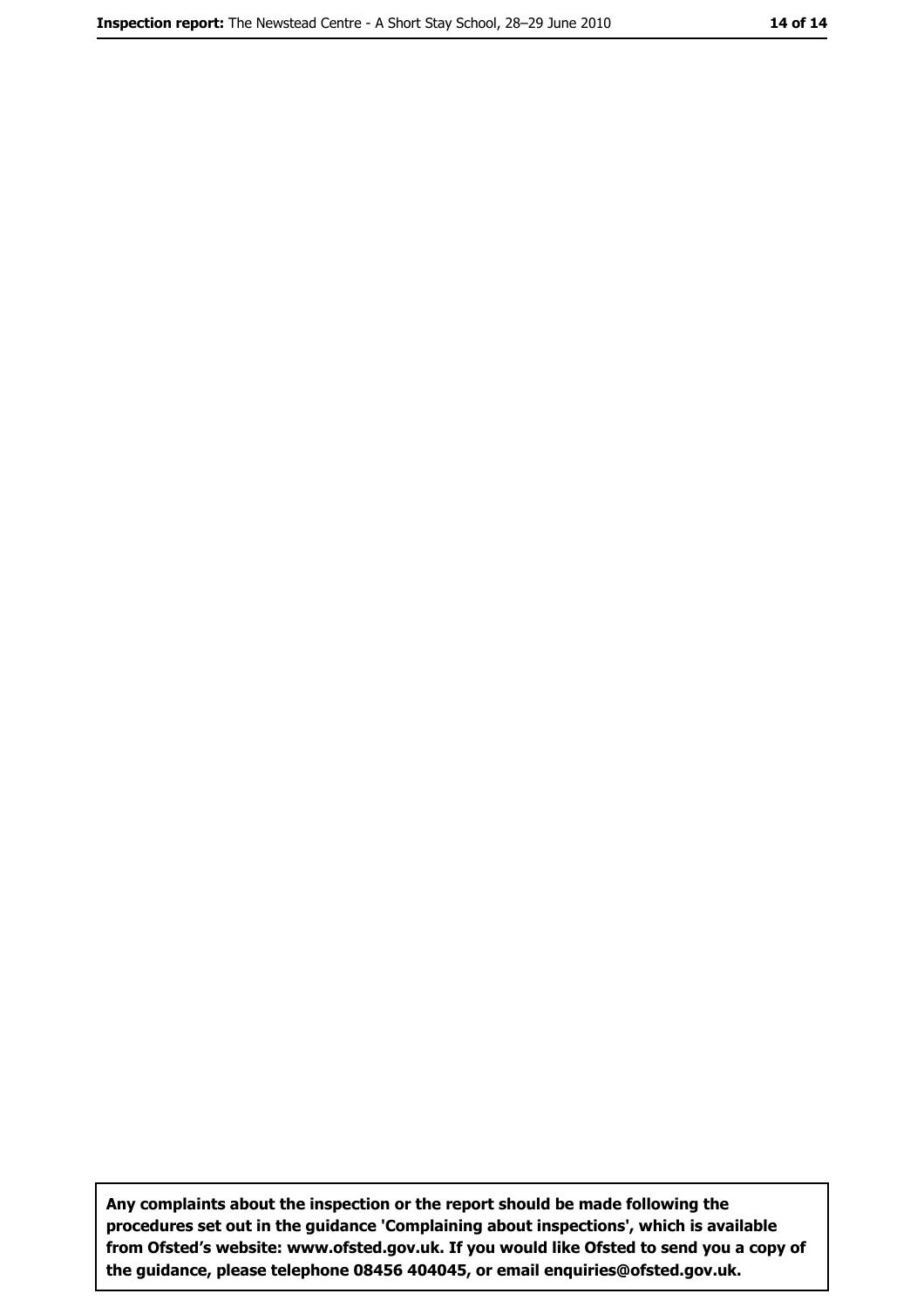**Any complaints about the inspection or the report should be made following the procedures set out in the guidance 'Complaining about inspections', which is available from Ofsted's website: www.ofsted.gov.uk. If you would like Ofsted to send you a copy of the guidance, please telephone 08456 404045, or email enquiries@ofsted.gov.uk.**